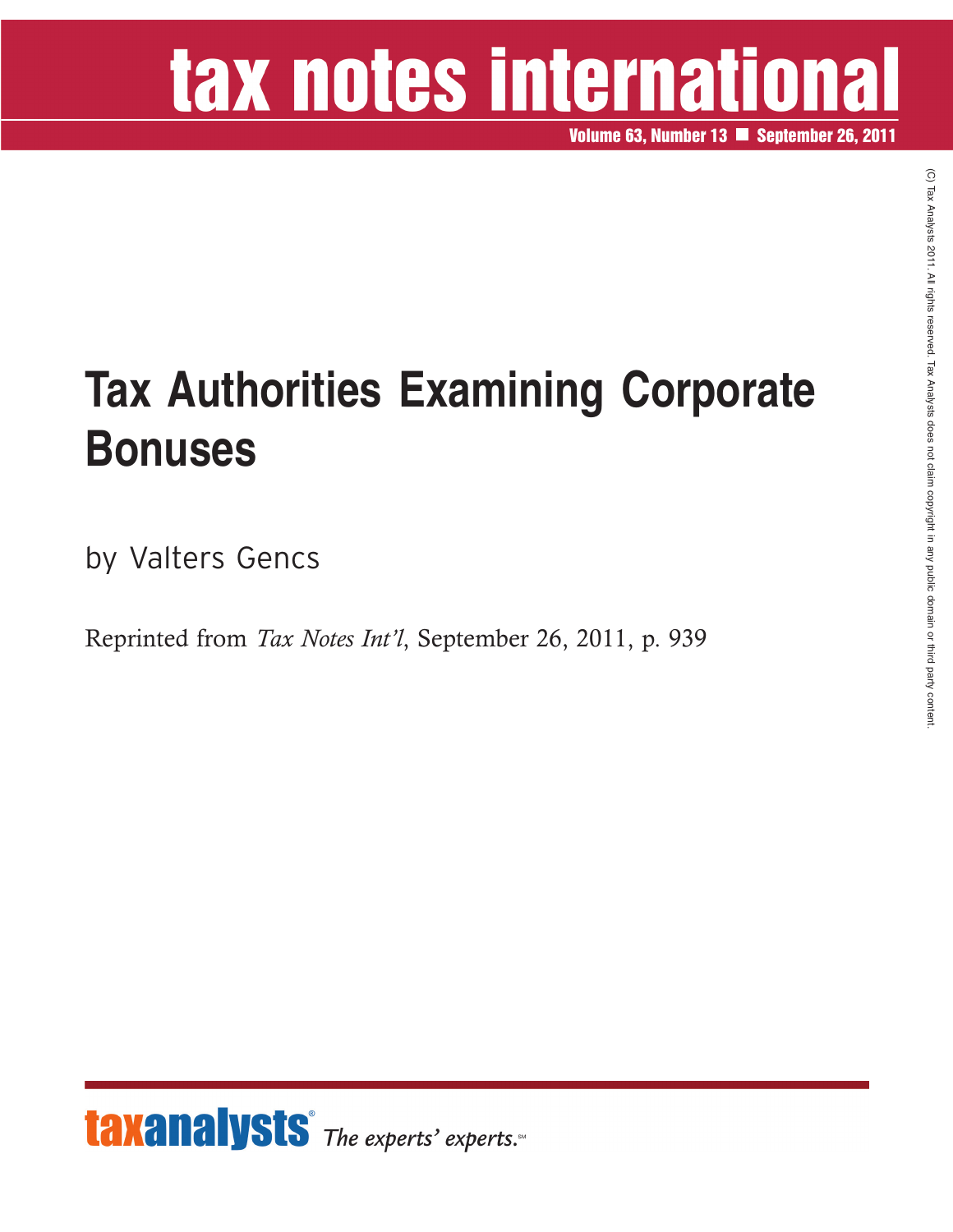# tax notes international

**Volume 63, Number 13 ■ September 26, 2011**

# Tax Authorities Examining Corporate Bonuses

by Valters Gencs

Reprinted from *Tax Notes Int'l*, September 26, 2011, p. 939

(C) Tax Analysts 2011. All rights reserved. Tax Analysts does not claim copyright in any public domain or third party content.

taxanalysts® *The experts' experts.*℠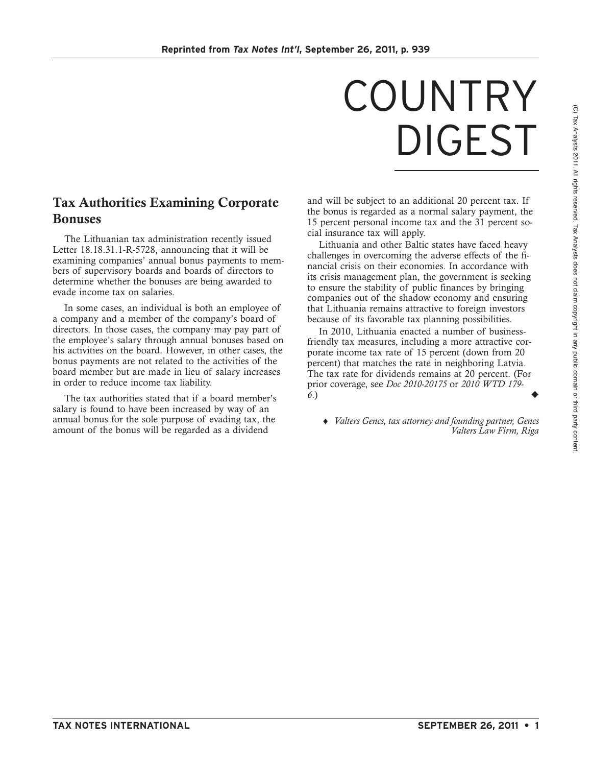# COUNTRY DIGEST

## Tax Authorities Examining Corporate Bonuses

The Lithuanian tax administration recently issued Letter 18.18.31.1-R-5728, announcing that it will be examining companies' annual bonus payments to members of supervisory boards and boards of directors to determine whether the bonuses are being awarded to evade income tax on salaries.

In some cases, an individual is both an employee of a company and a member of the company's board of directors. In those cases, the company may pay part of the employee's salary through annual bonuses based on his activities on the board. However, in other cases, the bonus payments are not related to the activities of the board member but are made in lieu of salary increases in order to reduce income tax liability.

The tax authorities stated that if a board member's salary is found to have been increased by way of an annual bonus for the sole purpose of evading tax, the amount of the bonus will be regarded as a dividend and will be subject to an additional 20 percent tax. If the bonus is regarded as a normal salary payment, the 15 percent personal income tax and the 31 percent social insurance tax will apply.

Lithuania and other Baltic states have faced heavy challenges in overcoming the adverse effects of the financial crisis on their economies. In accordance with its crisis management plan, the government is seeking to ensure the stability of public finances by bringing companies out of the shadow economy and ensuring that Lithuania remains attractive to foreign investors because of its favorable tax planning possibilities.

In 2010, Lithuania enacted a number of business-friendly tax measures, including a more attractive corporate income tax rate of 15 percent (down from 20 percent) that matches the rate in neighboring Latvia. The tax rate for dividends remains at 20 percent. (For prior coverage, see *Doc 2010-20175* or *2010 WTD 179-6*.) ◆

♦ *Valters Gencs, tax attorney and founding partner, Gencs Valters Law Firm, Riga*